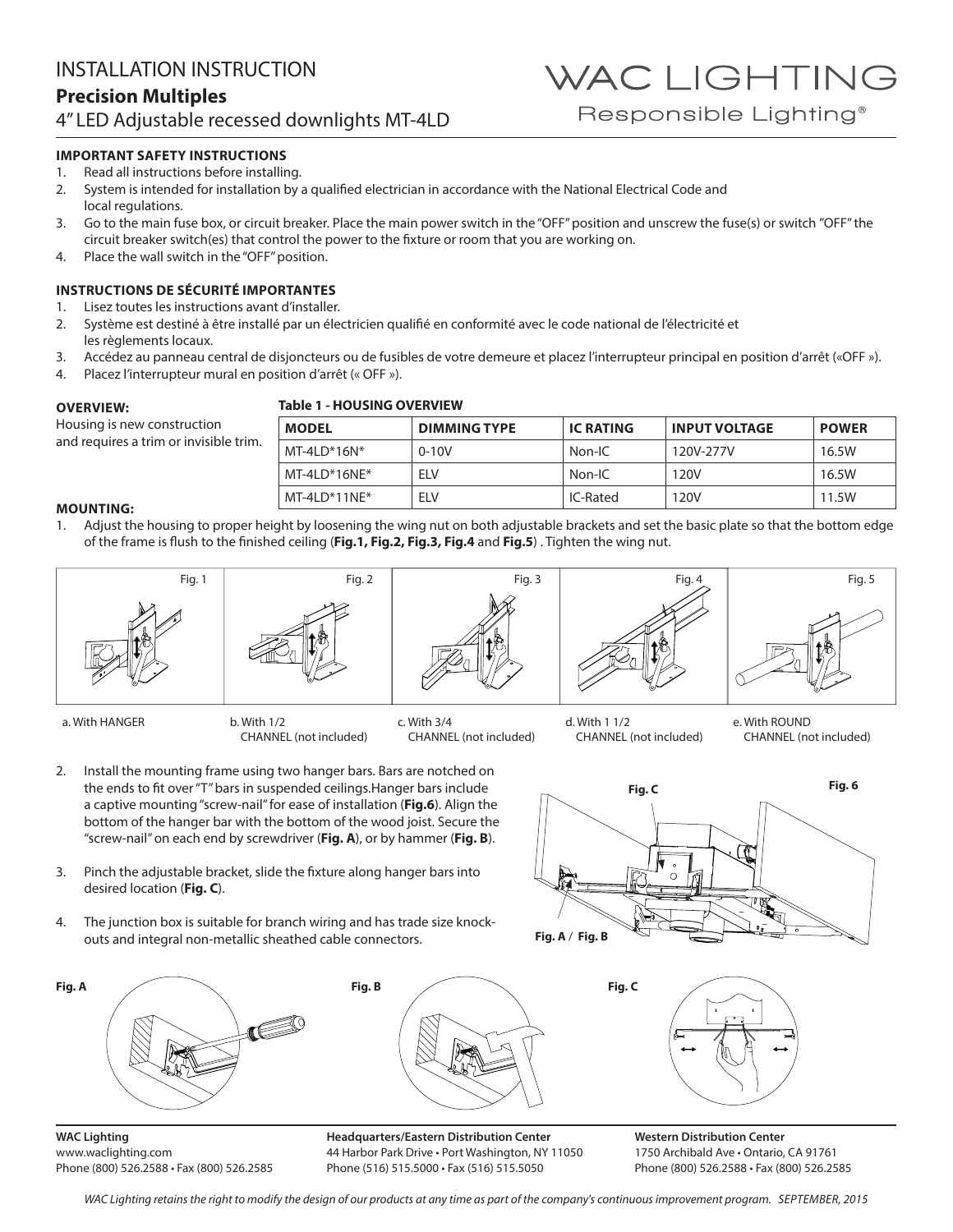# INSTALLATION INSTRUCTION

## Precision Multiples

4" LED Adjustable recessed downlights MT-4LD

WAC LIGHTING
Responsible Lighting®

### IMPORTANT SAFETY INSTRUCTIONS

1. Read all instructions before installing.
2. System is intended for installation by a qualified electrician in accordance with the National Electrical Code and local regulations.
3. Go to the main fuse box, or circuit breaker. Place the main power switch in the "OFF" position and unscrew the fuse(s) or switch "OFF" the circuit breaker switch(es) that control the power to the fixture or room that you are working on.
4. Place the wall switch in the "OFF" position.

### INSTRUCTIONS DE SÉCURITÉ IMPORTANTES

1. Lisez toutes les instructions avant d'installer.
2. Système est destiné à être installé par un électricien qualifié en conformité avec le code national de l'électricité et les règlements locaux.
3. Accédez au panneau central de disjoncteurs ou de fusibles de votre demeure et placez l'interrupteur principal en position d'arrêt («OFF »).
4. Placez l'interrupteur mural en position d'arrêt (« OFF »).

### OVERVIEW:

Housing is new construction and requires a trim or invisible trim.

**Table 1 - HOUSING OVERVIEW**

| MODEL | DIMMING TYPE | IC RATING | INPUT VOLTAGE | POWER |
|---|---|---|---|---|
| MT-4LD*16N* | 0-10V | Non-IC | 120V-277V | 16.5W |
| MT-4LD*16NE* | ELV | Non-IC | 120V | 16.5W |
| MT-4LD*11NE* | ELV | IC-Rated | 120V | 11.5W |

### MOUNTING:

1. Adjust the housing to proper height by loosening the wing nut on both adjustable brackets and set the basic plate so that the bottom edge of the frame is flush to the finished ceiling (**Fig.1, Fig.2, Fig.3, Fig.4** and **Fig.5**) . Tighten the wing nut.

Fig. 1 — a. With HANGER

Fig. 2 — b. With 1/2 CHANNEL (not included)

Fig. 3 — c. With 3/4 CHANNEL (not included)

Fig. 4 — d. With 1 1/2 CHANNEL (not included)

Fig. 5 — e. With ROUND CHANNEL (not included)

2. Install the mounting frame using two hanger bars. Bars are notched on the ends to fit over "T" bars in suspended ceilings.Hanger bars include a captive mounting "screw-nail" for ease of installation (**Fig.6**). Align the bottom of the hanger bar with the bottom of the wood joist. Secure the "screw-nail" on each end by screwdriver (**Fig. A**), or by hammer (**Fig. B**).

3. Pinch the adjustable bracket, slide the fixture along hanger bars into desired location (**Fig. C**).

4. The junction box is suitable for branch wiring and has trade size knock-outs and integral non-metallic sheathed cable connectors.

Fig. 6

Fig. A

Fig. B

Fig. C

**WAC Lighting**
www.waclighting.com
Phone (800) 526.2588 • Fax (800) 526.2585

**Headquarters/Eastern Distribution Center**
44 Harbor Park Drive • Port Washington, NY 11050
Phone (516) 515.5000 • Fax (516) 515.5050

**Western Distribution Center**
1750 Archibald Ave • Ontario, CA 91761
Phone (800) 526.2588 • Fax (800) 526.2585

*WAC Lighting retains the right to modify the design of our products at any time as part of the company's continuous improvement program. SEPTEMBER, 2015*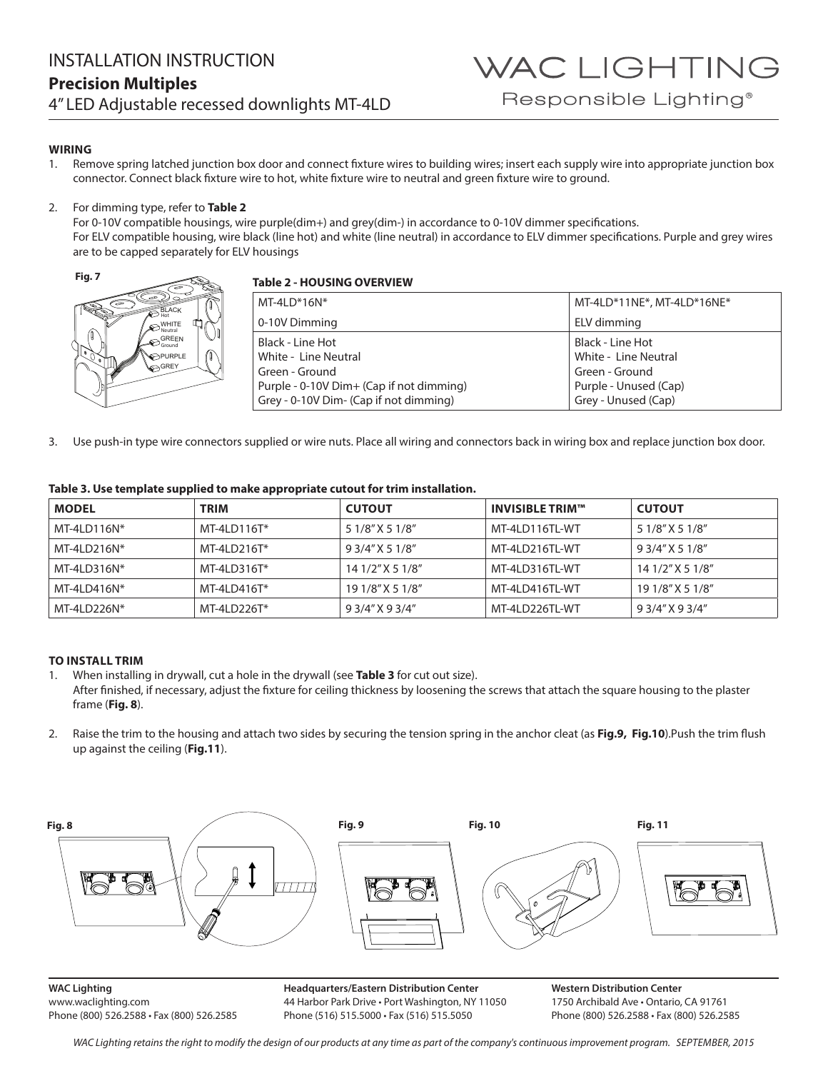# INSTALLATION INSTRUCTION

## Precision Multiples

4" LED Adjustable recessed downlights MT-4LD

WAC LIGHTING
Responsible Lighting®

### WIRING

1. Remove spring latched junction box door and connect fixture wires to building wires; insert each supply wire into appropriate junction box connector. Connect black fixture wire to hot, white fixture wire to neutral and green fixture wire to ground.

2. For dimming type, refer to **Table 2**
   For 0-10V compatible housings, wire purple(dim+) and grey(dim-) in accordance to 0-10V dimmer specifications.
   For ELV compatible housing, wire black (line hot) and white (line neutral) in accordance to ELV dimmer specifications. Purple and grey wires are to be capped separately for ELV housings

**Fig. 7**

BLACK Hot
WHITE Neutral
GREEN Ground
PURPLE
GREY

**Table 2 - HOUSING OVERVIEW**

| MT-4LD*16N* | MT-4LD*11NE*, MT-4LD*16NE* |
|---|---|
| 0-10V Dimming | ELV dimming |
| Black - Line Hot<br>White - Line Neutral<br>Green - Ground<br>Purple - 0-10V Dim+ (Cap if not dimming)<br>Grey - 0-10V Dim- (Cap if not dimming) | Black - Line Hot<br>White - Line Neutral<br>Green - Ground<br>Purple - Unused (Cap)<br>Grey - Unused (Cap) |

3. Use push-in type wire connectors supplied or wire nuts. Place all wiring and connectors back in wiring box and replace junction box door.

**Table 3. Use template supplied to make appropriate cutout for trim installation.**

| MODEL | TRIM | CUTOUT | INVISIBLE TRIM™ | CUTOUT |
|---|---|---|---|---|
| MT-4LD116N* | MT-4LD116T* | 5 1/8" X 5 1/8" | MT-4LD116TL-WT | 5 1/8" X 5 1/8" |
| MT-4LD216N* | MT-4LD216T* | 9 3/4" X 5 1/8" | MT-4LD216TL-WT | 9 3/4" X 5 1/8" |
| MT-4LD316N* | MT-4LD316T* | 14 1/2" X 5 1/8" | MT-4LD316TL-WT | 14 1/2" X 5 1/8" |
| MT-4LD416N* | MT-4LD416T* | 19 1/8" X 5 1/8" | MT-4LD416TL-WT | 19 1/8" X 5 1/8" |
| MT-4LD226N* | MT-4LD226T* | 9 3/4" X 9 3/4" | MT-4LD226TL-WT | 9 3/4" X 9 3/4" |

### TO INSTALL TRIM

1. When installing in drywall, cut a hole in the drywall (see **Table 3** for cut out size).
   After finished, if necessary, adjust the fixture for ceiling thickness by loosening the screws that attach the square housing to the plaster frame (**Fig. 8**).

2. Raise the trim to the housing and attach two sides by securing the tension spring in the anchor cleat (as **Fig.9, Fig.10**).Push the trim flush up against the ceiling (**Fig.11**).

**Fig. 8** **Fig. 9** **Fig. 10** **Fig. 11**

**WAC Lighting**
www.waclighting.com
Phone (800) 526.2588 • Fax (800) 526.2585

**Headquarters/Eastern Distribution Center**
44 Harbor Park Drive • Port Washington, NY 11050
Phone (516) 515.5000 • Fax (516) 515.5050

**Western Distribution Center**
1750 Archibald Ave • Ontario, CA 91761
Phone (800) 526.2588 • Fax (800) 526.2585

*WAC Lighting retains the right to modify the design of our products at any time as part of the company's continuous improvement program. SEPTEMBER, 2015*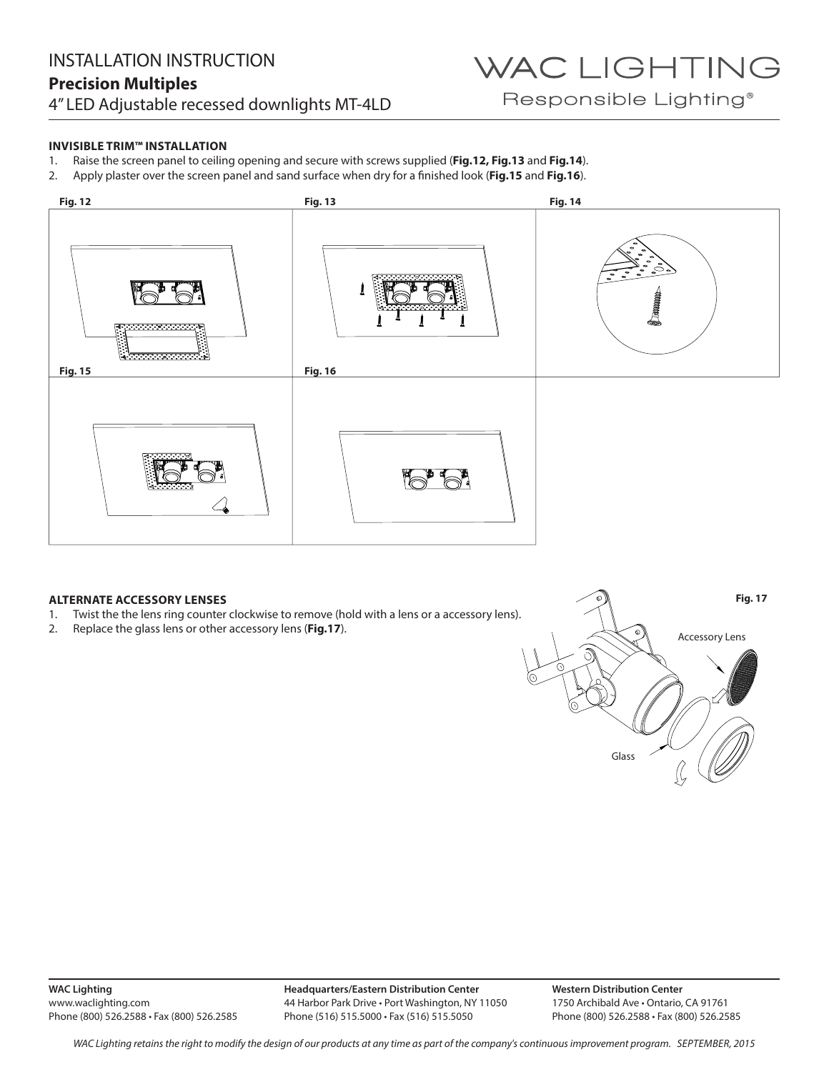## INVISIBLE TRIM™ INSTALLATION

1. Raise the screen panel to ceiling opening and secure with screws supplied (**Fig.12, Fig.13** and **Fig.14**).
2. Apply plaster over the screen panel and sand surface when dry for a finished look (**Fig.15** and **Fig.16**).

Fig. 12

Fig. 13

Fig. 14

Fig. 15

Fig. 16

## ALTERNATE ACCESSORY LENSES

1. Twist the the lens ring counter clockwise to remove (hold with a lens or a accessory lens).
2. Replace the glass lens or other accessory lens (**Fig.17**).

Fig. 17

Accessory Lens

Glass

**WAC Lighting**
www.waclighting.com
Phone (800) 526.2588 • Fax (800) 526.2585

**Headquarters/Eastern Distribution Center**
44 Harbor Park Drive • Port Washington, NY 11050
Phone (516) 515.5000 • Fax (516) 515.5050

**Western Distribution Center**
1750 Archibald Ave • Ontario, CA 91761
Phone (800) 526.2588 • Fax (800) 526.2585

*WAC Lighting retains the right to modify the design of our products at any time as part of the company's continuous improvement program. SEPTEMBER, 2015*